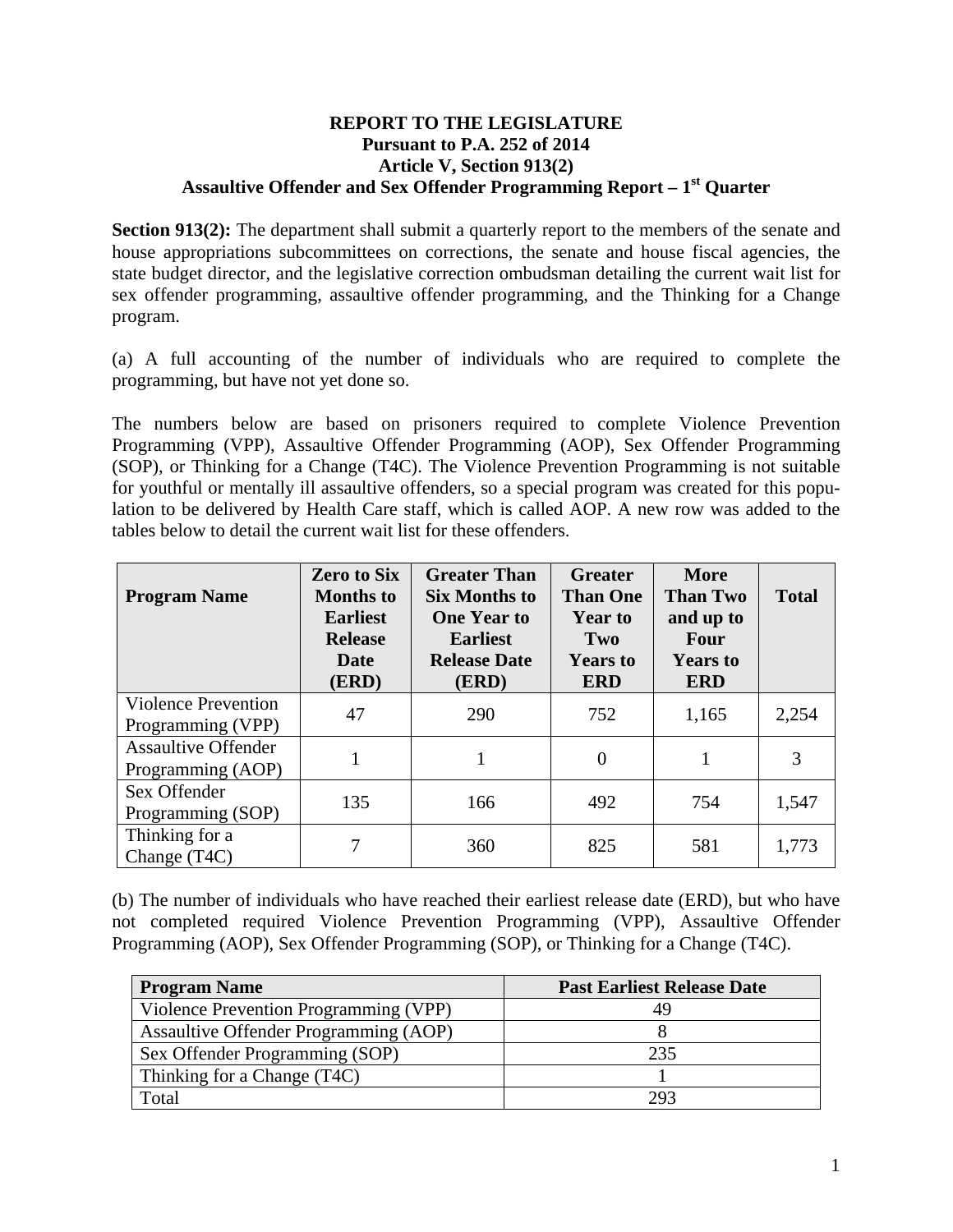**REPORT TO THE LEGISLATURE**
**Pursuant to P.A. 252 of 2014**
**Article V, Section 913(2)**
**Assaultive Offender and Sex Offender Programming Report – 1st Quarter**

**Section 913(2):** The department shall submit a quarterly report to the members of the senate and house appropriations subcommittees on corrections, the senate and house fiscal agencies, the state budget director, and the legislative correction ombudsman detailing the current wait list for sex offender programming, assaultive offender programming, and the Thinking for a Change program.

(a) A full accounting of the number of individuals who are required to complete the programming, but have not yet done so.

The numbers below are based on prisoners required to complete Violence Prevention Programming (VPP), Assaultive Offender Programming (AOP), Sex Offender Programming (SOP), or Thinking for a Change (T4C). The Violence Prevention Programming is not suitable for youthful or mentally ill assaultive offenders, so a special program was created for this population to be delivered by Health Care staff, which is called AOP. A new row was added to the tables below to detail the current wait list for these offenders.

| Program Name | Zero to Six Months to Earliest Release Date (ERD) | Greater Than Six Months to One Year to Earliest Release Date (ERD) | Greater Than One Year to Two Years to ERD | More Than Two and up to Four Years to ERD | Total |
|---|---|---|---|---|---|
| Violence Prevention Programming (VPP) | 47 | 290 | 752 | 1,165 | 2,254 |
| Assaultive Offender Programming (AOP) | 1 | 1 | 0 | 1 | 3 |
| Sex Offender Programming (SOP) | 135 | 166 | 492 | 754 | 1,547 |
| Thinking for a Change (T4C) | 7 | 360 | 825 | 581 | 1,773 |

(b) The number of individuals who have reached their earliest release date (ERD), but who have not completed required Violence Prevention Programming (VPP), Assaultive Offender Programming (AOP), Sex Offender Programming (SOP), or Thinking for a Change (T4C).

| Program Name | Past Earliest Release Date |
|---|---|
| Violence Prevention Programming (VPP) | 49 |
| Assaultive Offender Programming (AOP) | 8 |
| Sex Offender Programming (SOP) | 235 |
| Thinking for a Change (T4C) | 1 |
| Total | 293 |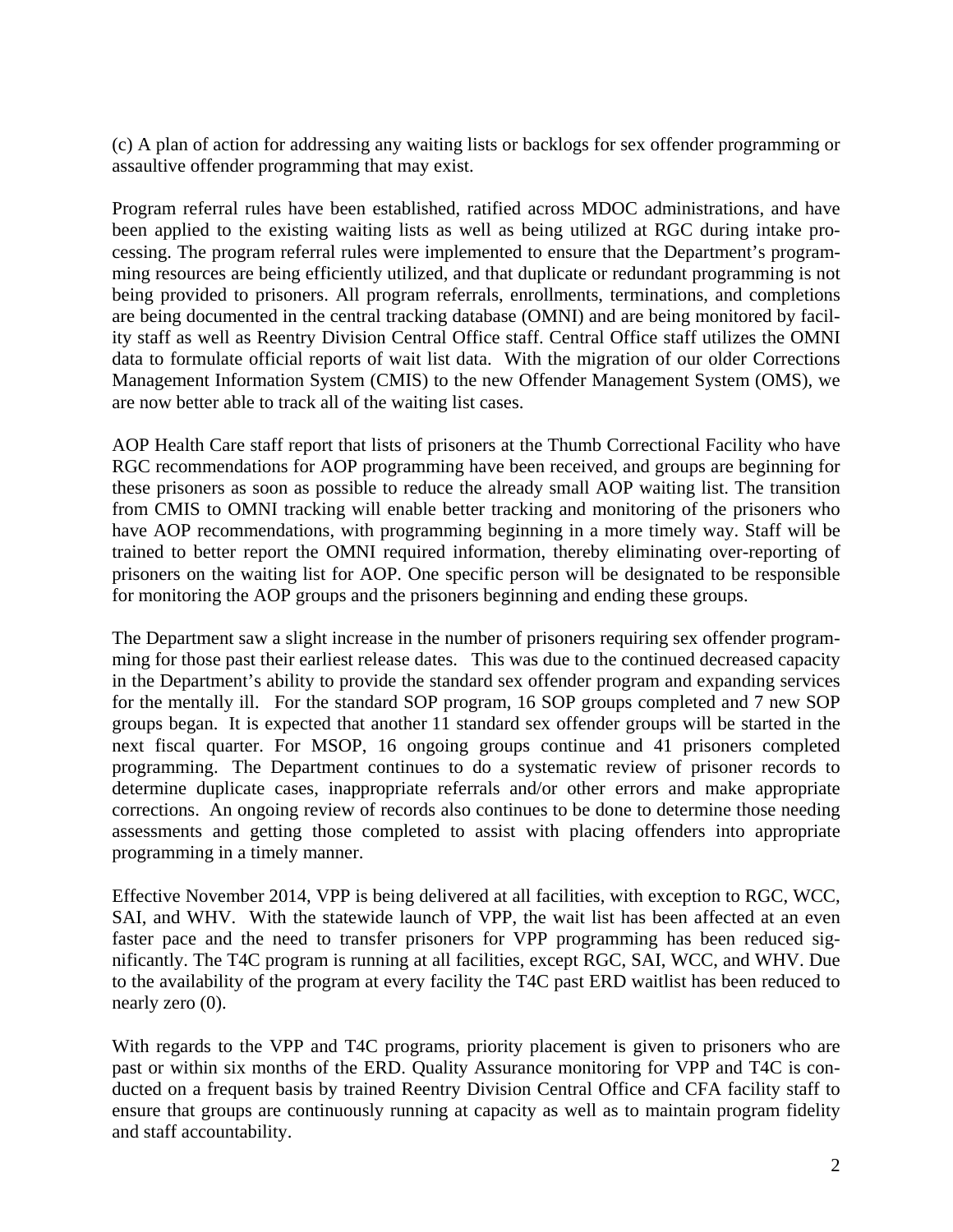(c) A plan of action for addressing any waiting lists or backlogs for sex offender programming or assaultive offender programming that may exist.

Program referral rules have been established, ratified across MDOC administrations, and have been applied to the existing waiting lists as well as being utilized at RGC during intake processing. The program referral rules were implemented to ensure that the Department's programming resources are being efficiently utilized, and that duplicate or redundant programming is not being provided to prisoners. All program referrals, enrollments, terminations, and completions are being documented in the central tracking database (OMNI) and are being monitored by facility staff as well as Reentry Division Central Office staff. Central Office staff utilizes the OMNI data to formulate official reports of wait list data. With the migration of our older Corrections Management Information System (CMIS) to the new Offender Management System (OMS), we are now better able to track all of the waiting list cases.

AOP Health Care staff report that lists of prisoners at the Thumb Correctional Facility who have RGC recommendations for AOP programming have been received, and groups are beginning for these prisoners as soon as possible to reduce the already small AOP waiting list. The transition from CMIS to OMNI tracking will enable better tracking and monitoring of the prisoners who have AOP recommendations, with programming beginning in a more timely way. Staff will be trained to better report the OMNI required information, thereby eliminating over-reporting of prisoners on the waiting list for AOP. One specific person will be designated to be responsible for monitoring the AOP groups and the prisoners beginning and ending these groups.

The Department saw a slight increase in the number of prisoners requiring sex offender programming for those past their earliest release dates. This was due to the continued decreased capacity in the Department's ability to provide the standard sex offender program and expanding services for the mentally ill. For the standard SOP program, 16 SOP groups completed and 7 new SOP groups began. It is expected that another 11 standard sex offender groups will be started in the next fiscal quarter. For MSOP, 16 ongoing groups continue and 41 prisoners completed programming. The Department continues to do a systematic review of prisoner records to determine duplicate cases, inappropriate referrals and/or other errors and make appropriate corrections. An ongoing review of records also continues to be done to determine those needing assessments and getting those completed to assist with placing offenders into appropriate programming in a timely manner.

Effective November 2014, VPP is being delivered at all facilities, with exception to RGC, WCC, SAI, and WHV. With the statewide launch of VPP, the wait list has been affected at an even faster pace and the need to transfer prisoners for VPP programming has been reduced significantly. The T4C program is running at all facilities, except RGC, SAI, WCC, and WHV. Due to the availability of the program at every facility the T4C past ERD waitlist has been reduced to nearly zero (0).

With regards to the VPP and T4C programs, priority placement is given to prisoners who are past or within six months of the ERD. Quality Assurance monitoring for VPP and T4C is conducted on a frequent basis by trained Reentry Division Central Office and CFA facility staff to ensure that groups are continuously running at capacity as well as to maintain program fidelity and staff accountability.